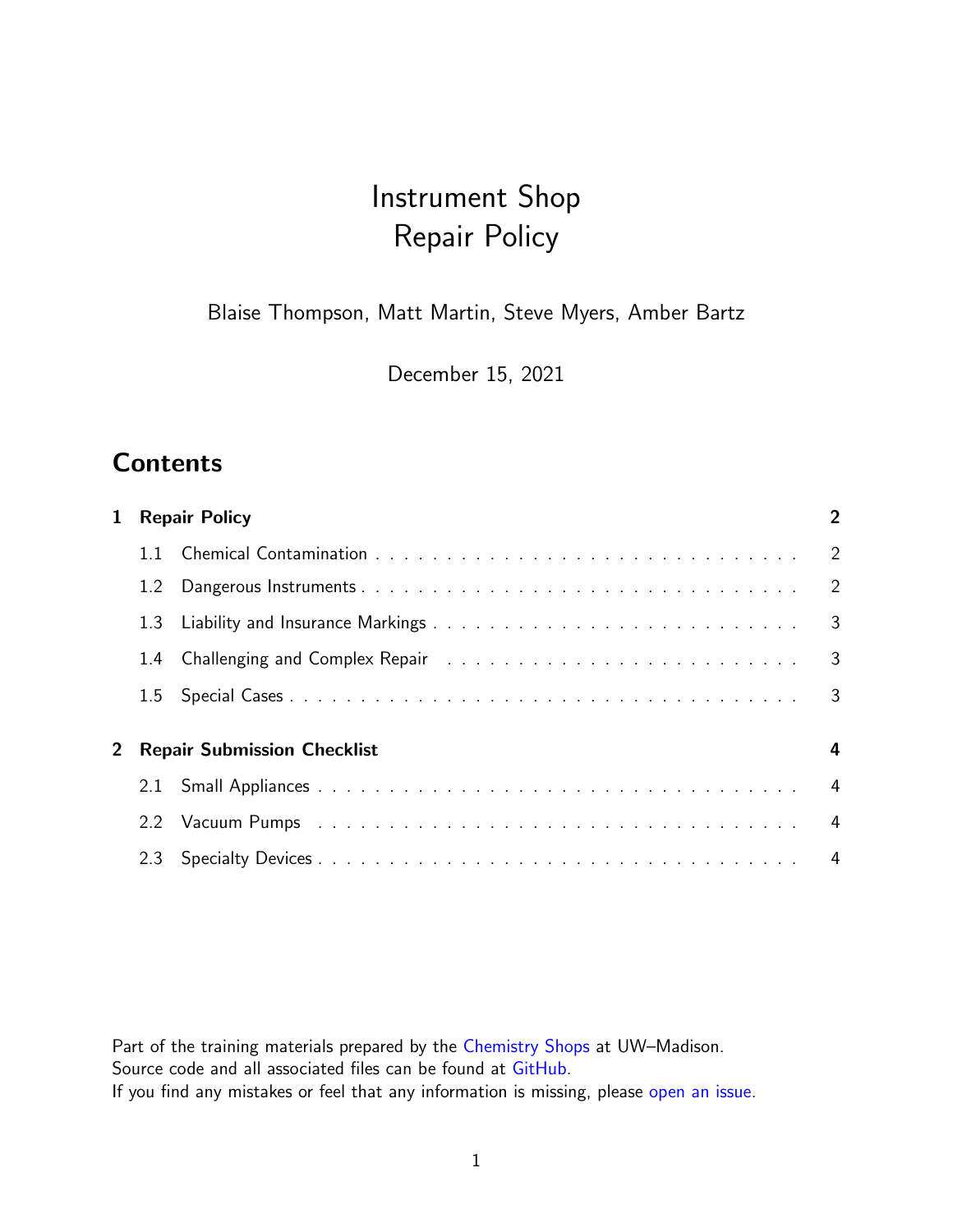# Instrument Shop
# Repair Policy

Blaise Thompson, Matt Martin, Steve Myers, Amber Bartz

December 15, 2021

## Contents

**1 Repair Policy** **2**

- 1.1 Chemical Contamination . . . 2
- 1.2 Dangerous Instruments . . . 2
- 1.3 Liability and Insurance Markings . . . 3
- 1.4 Challenging and Complex Repair . . . 3
- 1.5 Special Cases . . . 3

**2 Repair Submission Checklist** **4**

- 2.1 Small Appliances . . . 4
- 2.2 Vacuum Pumps . . . 4
- 2.3 Specialty Devices . . . 4

Part of the training materials prepared by the Chemistry Shops at UW–Madison.
Source code and all associated files can be found at GitHub.
If you find any mistakes or feel that any information is missing, please open an issue.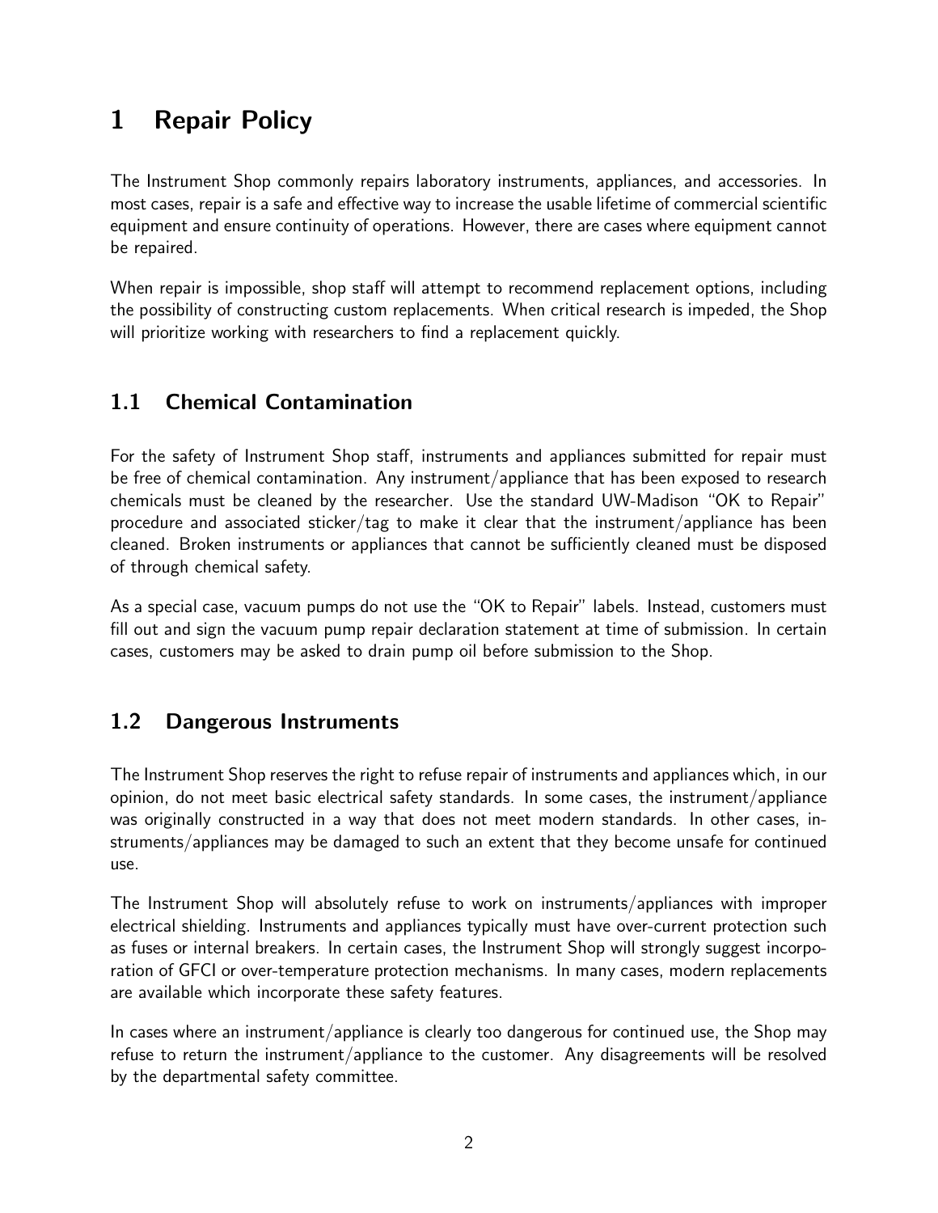# 1 Repair Policy

The Instrument Shop commonly repairs laboratory instruments, appliances, and accessories. In most cases, repair is a safe and effective way to increase the usable lifetime of commercial scientific equipment and ensure continuity of operations. However, there are cases where equipment cannot be repaired.

When repair is impossible, shop staff will attempt to recommend replacement options, including the possibility of constructing custom replacements. When critical research is impeded, the Shop will prioritize working with researchers to find a replacement quickly.

## 1.1 Chemical Contamination

For the safety of Instrument Shop staff, instruments and appliances submitted for repair must be free of chemical contamination. Any instrument/appliance that has been exposed to research chemicals must be cleaned by the researcher. Use the standard UW-Madison "OK to Repair" procedure and associated sticker/tag to make it clear that the instrument/appliance has been cleaned. Broken instruments or appliances that cannot be sufficiently cleaned must be disposed of through chemical safety.

As a special case, vacuum pumps do not use the "OK to Repair" labels. Instead, customers must fill out and sign the vacuum pump repair declaration statement at time of submission. In certain cases, customers may be asked to drain pump oil before submission to the Shop.

## 1.2 Dangerous Instruments

The Instrument Shop reserves the right to refuse repair of instruments and appliances which, in our opinion, do not meet basic electrical safety standards. In some cases, the instrument/appliance was originally constructed in a way that does not meet modern standards. In other cases, instruments/appliances may be damaged to such an extent that they become unsafe for continued use.

The Instrument Shop will absolutely refuse to work on instruments/appliances with improper electrical shielding. Instruments and appliances typically must have over-current protection such as fuses or internal breakers. In certain cases, the Instrument Shop will strongly suggest incorporation of GFCI or over-temperature protection mechanisms. In many cases, modern replacements are available which incorporate these safety features.

In cases where an instrument/appliance is clearly too dangerous for continued use, the Shop may refuse to return the instrument/appliance to the customer. Any disagreements will be resolved by the departmental safety committee.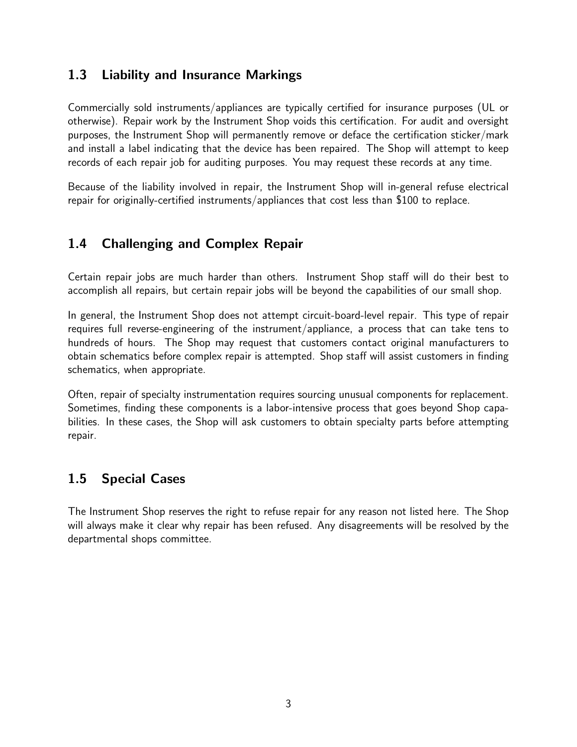## 1.3 Liability and Insurance Markings

Commercially sold instruments/appliances are typically certified for insurance purposes (UL or otherwise). Repair work by the Instrument Shop voids this certification. For audit and oversight purposes, the Instrument Shop will permanently remove or deface the certification sticker/mark and install a label indicating that the device has been repaired. The Shop will attempt to keep records of each repair job for auditing purposes. You may request these records at any time.

Because of the liability involved in repair, the Instrument Shop will in-general refuse electrical repair for originally-certified instruments/appliances that cost less than $100 to replace.

## 1.4 Challenging and Complex Repair

Certain repair jobs are much harder than others. Instrument Shop staff will do their best to accomplish all repairs, but certain repair jobs will be beyond the capabilities of our small shop.

In general, the Instrument Shop does not attempt circuit-board-level repair. This type of repair requires full reverse-engineering of the instrument/appliance, a process that can take tens to hundreds of hours. The Shop may request that customers contact original manufacturers to obtain schematics before complex repair is attempted. Shop staff will assist customers in finding schematics, when appropriate.

Often, repair of specialty instrumentation requires sourcing unusual components for replacement. Sometimes, finding these components is a labor-intensive process that goes beyond Shop capabilities. In these cases, the Shop will ask customers to obtain specialty parts before attempting repair.

## 1.5 Special Cases

The Instrument Shop reserves the right to refuse repair for any reason not listed here. The Shop will always make it clear why repair has been refused. Any disagreements will be resolved by the departmental shops committee.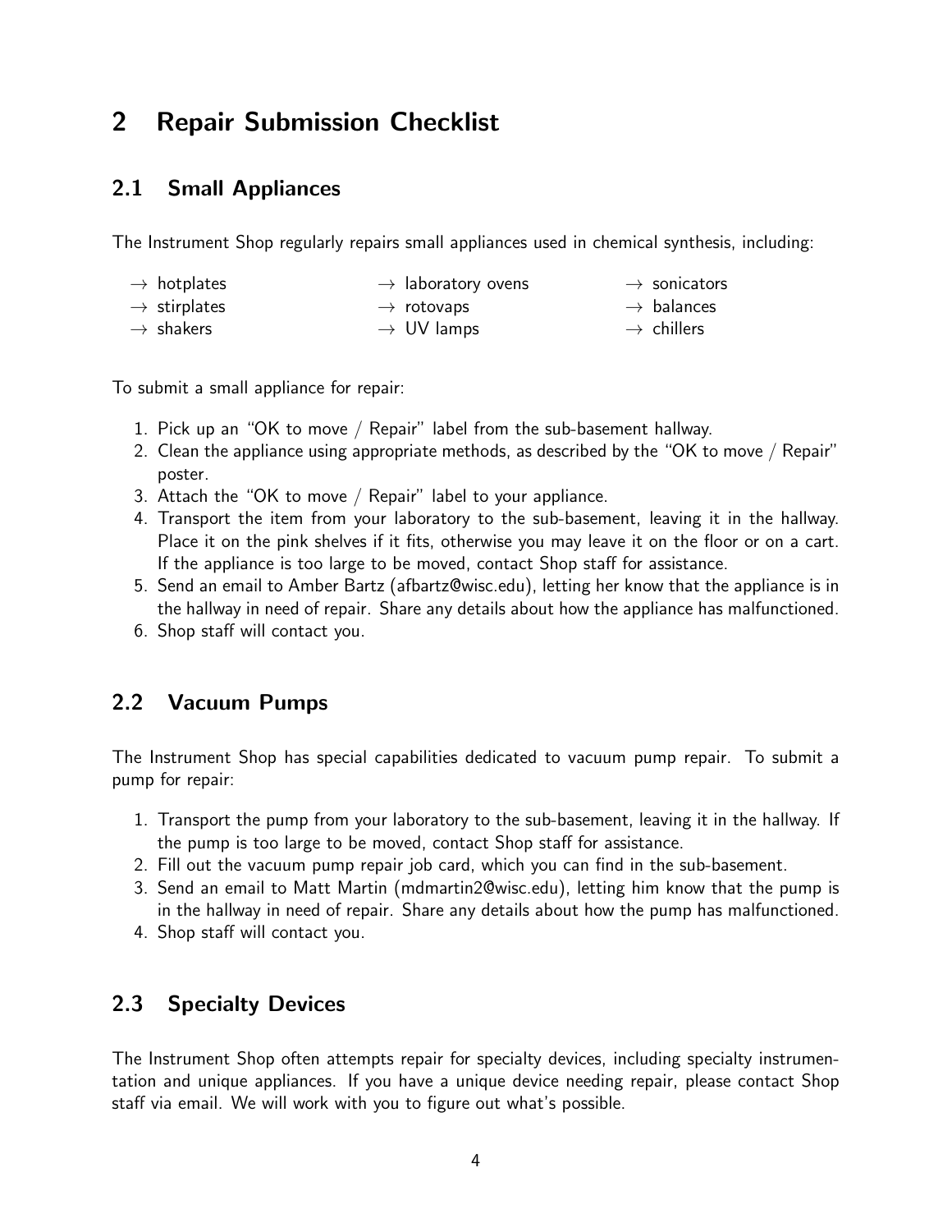## 2 Repair Submission Checklist

### 2.1 Small Appliances

The Instrument Shop regularly repairs small appliances used in chemical synthesis, including:

- → hotplates
- → stirplates
- → shakers
- → laboratory ovens
- → rotovaps
- → UV lamps
- → sonicators
- → balances
- → chillers

To submit a small appliance for repair:

1. Pick up an "OK to move / Repair" label from the sub-basement hallway.
2. Clean the appliance using appropriate methods, as described by the "OK to move / Repair" poster.
3. Attach the "OK to move / Repair" label to your appliance.
4. Transport the item from your laboratory to the sub-basement, leaving it in the hallway. Place it on the pink shelves if it fits, otherwise you may leave it on the floor or on a cart. If the appliance is too large to be moved, contact Shop staff for assistance.
5. Send an email to Amber Bartz (afbartz@wisc.edu), letting her know that the appliance is in the hallway in need of repair. Share any details about how the appliance has malfunctioned.
6. Shop staff will contact you.

### 2.2 Vacuum Pumps

The Instrument Shop has special capabilities dedicated to vacuum pump repair. To submit a pump for repair:

1. Transport the pump from your laboratory to the sub-basement, leaving it in the hallway. If the pump is too large to be moved, contact Shop staff for assistance.
2. Fill out the vacuum pump repair job card, which you can find in the sub-basement.
3. Send an email to Matt Martin (mdmartin2@wisc.edu), letting him know that the pump is in the hallway in need of repair. Share any details about how the pump has malfunctioned.
4. Shop staff will contact you.

### 2.3 Specialty Devices

The Instrument Shop often attempts repair for specialty devices, including specialty instrumentation and unique appliances. If you have a unique device needing repair, please contact Shop staff via email. We will work with you to figure out what's possible.